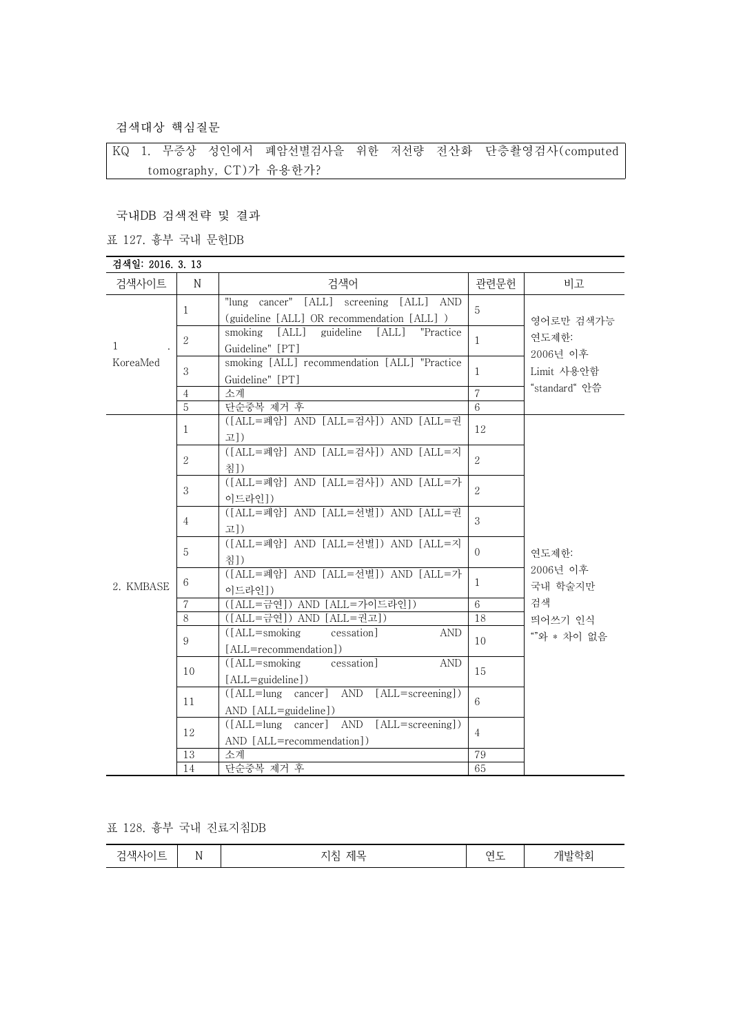검색대상 핵심질문

| KQ 1. 무증상 성인에서 폐암선별검사을 위한 저선량 전산화 단층촬영검사(computed tomography, CT)가 유용한가? |
|---|

국내DB 검색전략 및 결과

표 127. 흉부 국내 문헌DB

검색일: 2016. 3. 13

| 검색사이트 | N | 검색어 | 관련문헌 | 비고 |
|---|---|---|---|---|
| 1. KoreaMed | 1 | "lung cancer" [ALL] screening [ALL] AND (guideline [ALL] OR recommendation [ALL] ) | 5 | 영어로만 검색가능<br>연도제한: 2006년 이후<br>Limit 사용안함<br>“standard“ 안씀 |
| | 2 | smoking [ALL] guideline [ALL] "Practice Guideline" [PT] | 1 | |
| | 3 | smoking [ALL] recommendation [ALL] "Practice Guideline" [PT] | 1 | |
| | 4 | 소계 | 7 | |
| | 5 | 단순중복 제거 후 | 6 | |
| 2. KMBASE | 1 | ([ALL=폐암] AND [ALL=검사]) AND [ALL=권고]) | 12 | 연도제한: 2006년 이후<br>국내 학술지만 검색<br>띄어쓰기 인식<br>“”와 * 차이 없음 |
| | 2 | ([ALL=폐암] AND [ALL=검사]) AND [ALL=지침]) | 2 | |
| | 3 | ([ALL=폐암] AND [ALL=검사]) AND [ALL=가이드라인]) | 2 | |
| | 4 | ([ALL=폐암] AND [ALL=선별]) AND [ALL=권고]) | 3 | |
| | 5 | ([ALL=폐암] AND [ALL=선별]) AND [ALL=지침]) | 0 | |
| | 6 | ([ALL=폐암] AND [ALL=선별]) AND [ALL=가이드라인]) | 1 | |
| | 7 | ([ALL=금연]) AND [ALL=가이드라인]) | 6 | |
| | 8 | ([ALL=금연]) AND [ALL=권고]) | 18 | |
| | 9 | ([ALL=smoking cessation] AND [ALL=recommendation]) | 10 | |
| | 10 | ([ALL=smoking cessation] AND [ALL=guideline]) | 15 | |
| | 11 | ([ALL=lung cancer] AND [ALL=screening]) AND [ALL=guideline]) | 6 | |
| | 12 | ([ALL=lung cancer] AND [ALL=screening]) AND [ALL=recommendation]) | 4 | |
| | 13 | 소계 | 79 | |
| | 14 | 단순중복 제거 후 | 65 | |

표 128. 흉부 국내 진료지침DB

| 검색사이트 | N | 지침 제목 | 연도 | 개발학회 |
|---|---|---|---|---|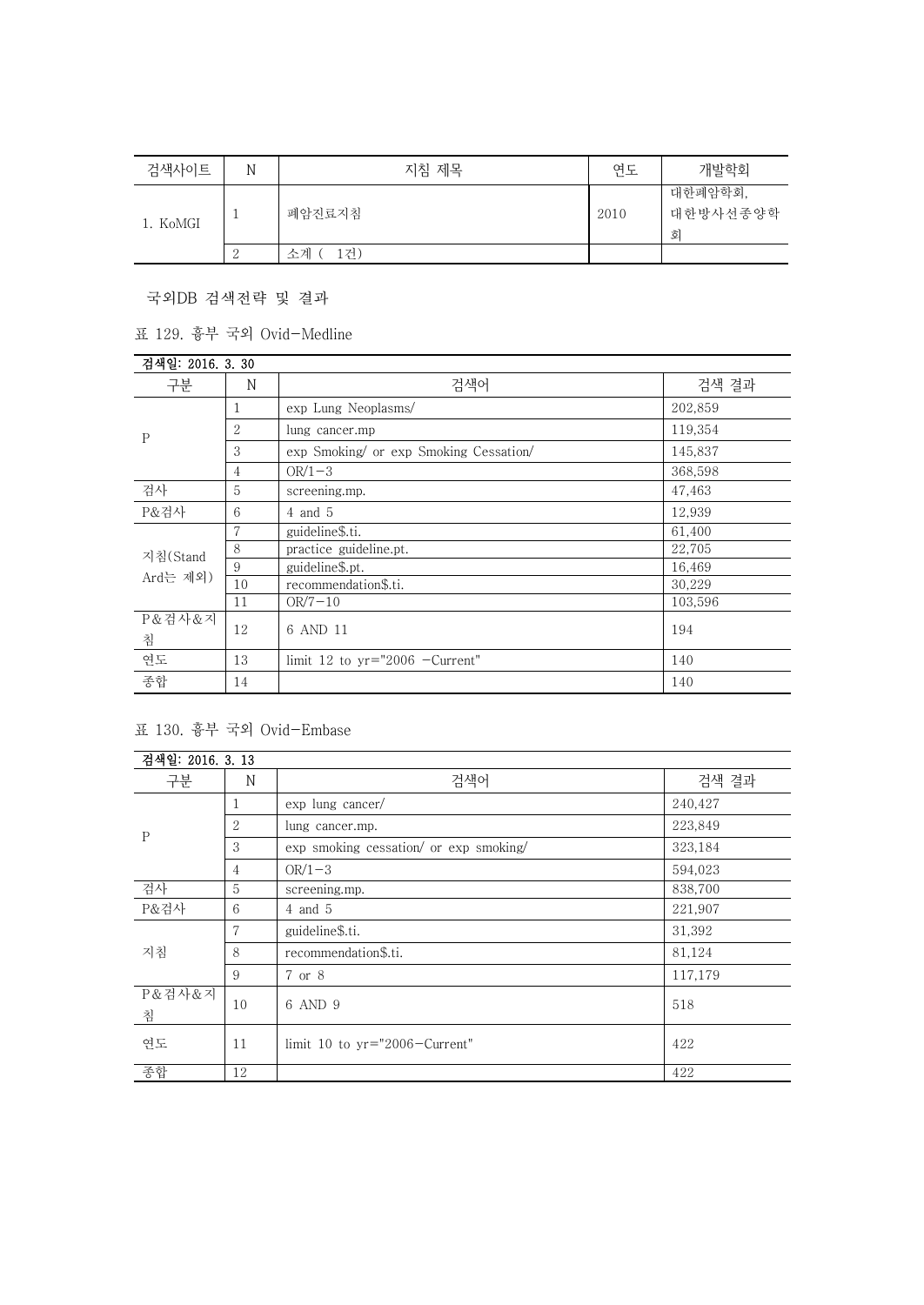| 검색사이트 | N | 지침 제목 | 연도 | 개발학회 |
|---|---|---|---|---|
| 1. KoMGI | 1 | 폐암진료지침 | 2010 | 대한폐암학회, 대한방사선종양학회 |
| | 2 | 소계 ( 1건) | | |

국외DB 검색전략 및 결과

표 129. 흉부 국외 Ovid-Medline

| 검색일: 2016. 3. 30 | | | |
|---|---|---|---|
| 구분 | N | 검색어 | 검색 결과 |
| P | 1 | exp Lung Neoplasms/ | 202,859 |
| | 2 | lung cancer.mp | 119,354 |
| | 3 | exp Smoking/ or exp Smoking Cessation/ | 145,837 |
| | 4 | OR/1-3 | 368,598 |
| 검사 | 5 | screening.mp. | 47,463 |
| P&검사 | 6 | 4 and 5 | 12,939 |
| 지침(StandArd는 제외) | 7 | guideline$.ti. | 61,400 |
| | 8 | practice guideline.pt. | 22,705 |
| | 9 | guideline$.pt. | 16,469 |
| | 10 | recommendation$.ti. | 30,229 |
| | 11 | OR/7-10 | 103,596 |
| P&검사&지침 | 12 | 6 AND 11 | 194 |
| 연도 | 13 | limit 12 to yr="2006 -Current" | 140 |
| 종합 | 14 | | 140 |

표 130. 흉부 국외 Ovid-Embase

| 검색일: 2016. 3. 13 | | | |
|---|---|---|---|
| 구분 | N | 검색어 | 검색 결과 |
| P | 1 | exp lung cancer/ | 240,427 |
| | 2 | lung cancer.mp. | 223,849 |
| | 3 | exp smoking cessation/ or exp smoking/ | 323,184 |
| | 4 | OR/1-3 | 594,023 |
| 검사 | 5 | screening.mp. | 838,700 |
| P&검사 | 6 | 4 and 5 | 221,907 |
| 지침 | 7 | guideline$.ti. | 31,392 |
| | 8 | recommendation$.ti. | 81,124 |
| | 9 | 7 or 8 | 117,179 |
| P&검사&지침 | 10 | 6 AND 9 | 518 |
| 연도 | 11 | limit 10 to yr="2006-Current" | 422 |
| 종합 | 12 | | 422 |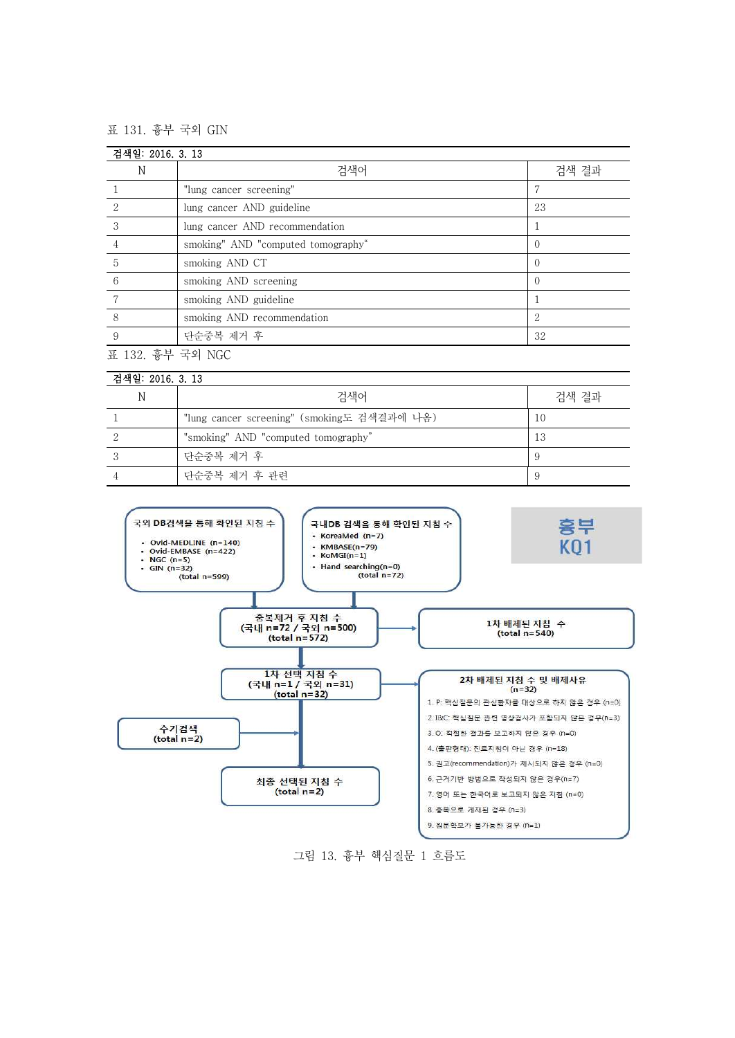표 131. 흉부 국외 GIN

| 검색일: 2016. 3. 13 | | |
|---|---|---|
| N | 검색어 | 검색 결과 |
| 1 | "lung cancer screening" | 7 |
| 2 | lung cancer AND guideline | 23 |
| 3 | lung cancer AND recommendation | 1 |
| 4 | smoking" AND "computed tomography" | 0 |
| 5 | smoking AND CT | 0 |
| 6 | smoking AND screening | 0 |
| 7 | smoking AND guideline | 1 |
| 8 | smoking AND recommendation | 2 |
| 9 | 단순중복 제거 후 | 32 |

표 132. 흉부 국외 NGC

| 검색일: 2016. 3. 13 | | |
|---|---|---|
| N | 검색어 | 검색 결과 |
| 1 | "lung cancer screening" (smoking도 검색결과에 나옴) | 10 |
| 2 | "smoking" AND "computed tomography" | 13 |
| 3 | 단순중복 제거 후 | 9 |
| 4 | 단순중복 제거 후 관련 | 9 |

흉부 KQ1

국외 DB검색을 통해 확인된 지침 수
- Ovid-MEDLINE (n=140)
- Ovid-EMBASE (n=422)
- NGC (n=5)
- GIN (n=32)
(total n=599)

국내DB 검색을 통해 확인된 지침 수
- KoreaMed (n=7)
- KMBASE(n=79)
- KoMGI(n=1)
- Hand searching(n=0)
(total n=72)

중복제거 후 지침 수
(국내 n=72 / 국외 n=500)
(total n=572)

1차 배제된 지침 수
(total n=540)

1차 선택 지침 수
(국내 n=1 / 국외 n=31)
(total n=32)

2차 배제된 지침 수 및 배제사유
(n=32)
1. P: 핵심질문의 관심환자를 대상으로 하지 않은 경우 (n=0)
2. I&C: 핵심질문 관련 영상검사가 포함되지 않은 경우(n=3)
3. O: 적절한 결과를 보고하지 않은 경우 (n=0)
4. (출판형태): 진료지침이 아닌 경우 (n=18)
5. 권고(recommendation)가 제시되지 않은 경우 (n=0)
6. 근거기반 방법으로 작성되지 않은 경우(n=7)
7. 영어 또는 한국어로 보고되지 않은 지침 (n=0)
8. 중복으로 게재된 경우 (n=3)
9. 원문확보가 불가능한 경우 (n=1)

수기검색
(total n=2)

최종 선택된 지침 수
(total n=2)

그림 13. 흉부 핵심질문 1 흐름도